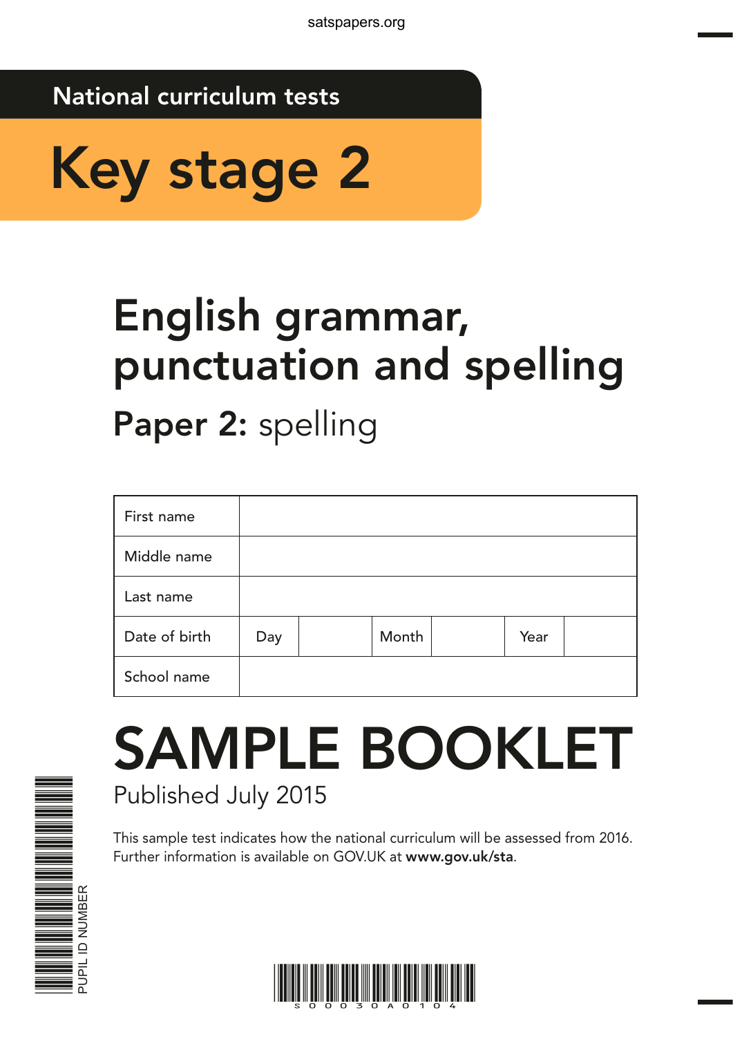satspapers.org

National curriculum tests

# Key stage 2

## English grammar, punctuation and spelling

### **Paper 2:** spelling

| First name | | | | | | |
|---|---|---|---|---|---|---|
| Middle name | | | | | | |
| Last name | | | | | | |
| Date of birth | Day | | Month | | Year | |
| School name | | | | | | |

# SAMPLE BOOKLET

Published July 2015

This sample test indicates how the national curriculum will be assessed from 2016.
Further information is available on GOV.UK at **www.gov.uk/sta**.

PUPIL ID NUMBER

S00030A0104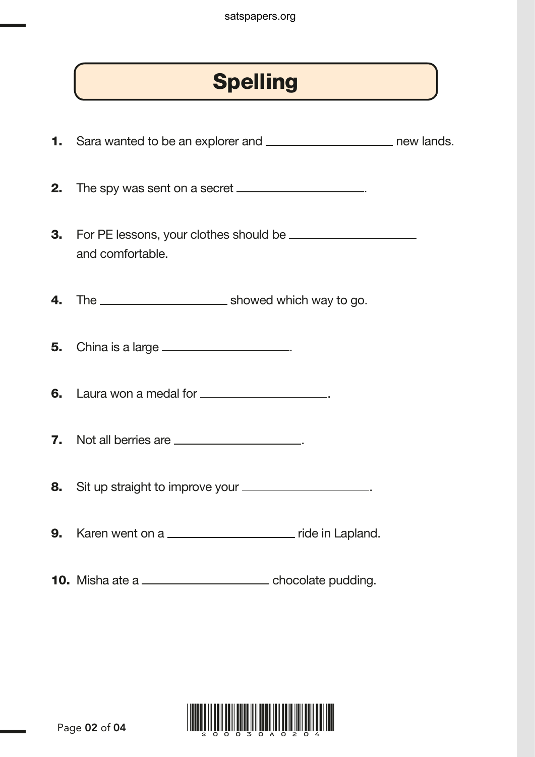# Spelling

1. Sara wanted to be an explorer and ____________________ new lands.

2. The spy was sent on a secret ____________________.

3. For PE lessons, your clothes should be ____________________ and comfortable.

4. The ____________________ showed which way to go.

5. China is a large ____________________.

6. Laura won a medal for ____________________.

7. Not all berries are ____________________.

8. Sit up straight to improve your ____________________.

9. Karen went on a ____________________ ride in Lapland.

10. Misha ate a ____________________ chocolate pudding.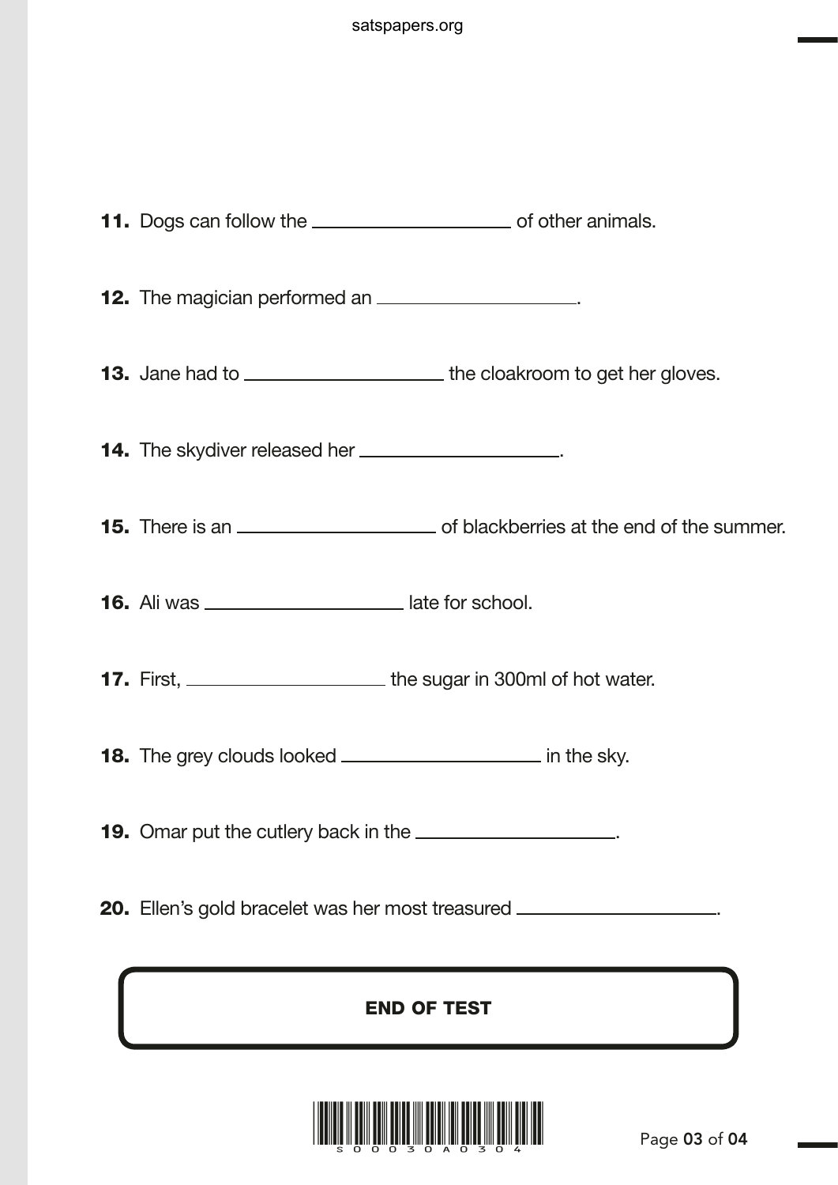**11.** Dogs can follow the ____________________ of other animals.

**12.** The magician performed an ____________________.

**13.** Jane had to ____________________ the cloakroom to get her gloves.

**14.** The skydiver released her ____________________.

**15.** There is an ____________________ of blackberries at the end of the summer.

**16.** Ali was ____________________ late for school.

**17.** First, ____________________ the sugar in 300ml of hot water.

**18.** The grey clouds looked ____________________ in the sky.

**19.** Omar put the cutlery back in the ____________________.

**20.** Ellen's gold bracelet was her most treasured ____________________.

**END OF TEST**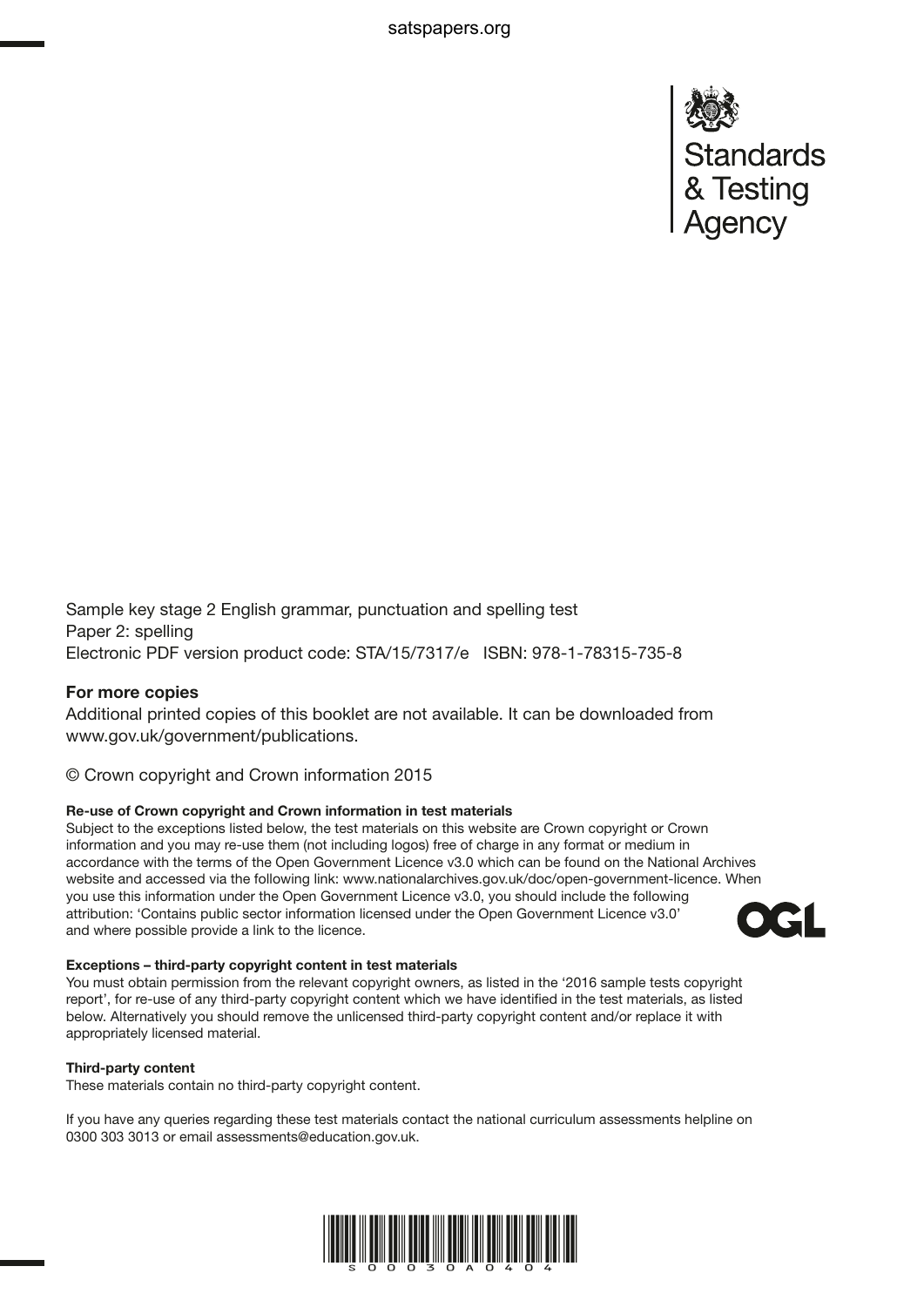Standards
& Testing
Agency

Sample key stage 2 English grammar, punctuation and spelling test
Paper 2: spelling
Electronic PDF version product code: STA/15/7317/e ISBN: 978-1-78315-735-8

**For more copies**

Additional printed copies of this booklet are not available. It can be downloaded from www.gov.uk/government/publications.

© Crown copyright and Crown information 2015

**Re-use of Crown copyright and Crown information in test materials**

Subject to the exceptions listed below, the test materials on this website are Crown copyright or Crown information and you may re-use them (not including logos) free of charge in any format or medium in accordance with the terms of the Open Government Licence v3.0 which can be found on the National Archives website and accessed via the following link: www.nationalarchives.gov.uk/doc/open-government-licence. When you use this information under the Open Government Licence v3.0, you should include the following attribution: 'Contains public sector information licensed under the Open Government Licence v3.0' and where possible provide a link to the licence.

**Exceptions – third-party copyright content in test materials**

You must obtain permission from the relevant copyright owners, as listed in the '2016 sample tests copyright report', for re-use of any third-party copyright content which we have identified in the test materials, as listed below. Alternatively you should remove the unlicensed third-party copyright content and/or replace it with appropriately licensed material.

**Third-party content**

These materials contain no third-party copyright content.

If you have any queries regarding these test materials contact the national curriculum assessments helpline on 0300 303 3013 or email assessments@education.gov.uk.

S00030A0404